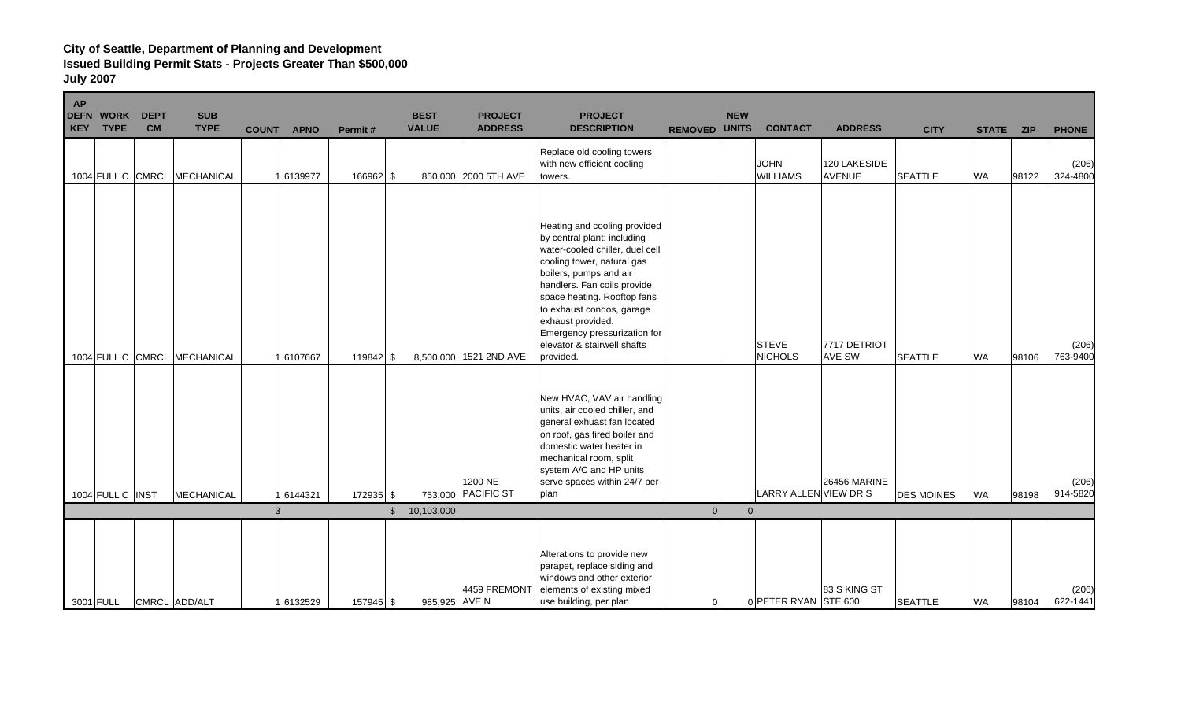**City of Seattle, Department of Planning and Development**
**Issued Building Permit Stats - Projects Greater Than $500,000**
**July 2007**

| AP DEFN KEY | WORK TYPE | DEPT CM | SUB TYPE | COUNT | APNO | Permit # | BEST VALUE | PROJECT ADDRESS | PROJECT DESCRIPTION | REMOVED | NEW UNITS | CONTACT | ADDRESS | CITY | STATE | ZIP | PHONE |
|---|---|---|---|---|---|---|---|---|---|---|---|---|---|---|---|---|---|
| 1004 | FULL C | CMRCL | MECHANICAL | 1 | 6139977 | 166962 | $ 850,000 | 2000 5TH AVE | Replace old cooling towers with new efficient cooling towers. | | | JOHN WILLIAMS | 120 LAKESIDE AVENUE | SEATTLE | WA | 98122 | (206) 324-4800 |
| 1004 | FULL C | CMRCL | MECHANICAL | 1 | 6107667 | 119842 | $ 8,500,000 | 1521 2ND AVE | Heating and cooling provided by central plant; including water-cooled chiller, duel cell cooling tower, natural gas boilers, pumps and air handlers. Fan coils provide space heating. Rooftop fans to exhaust condos, garage exhaust provided. Emergency pressurization for elevator & stairwell shafts provided. | | | STEVE NICHOLS | 7717 DETRIOT AVE SW | SEATTLE | WA | 98106 | (206) 763-9400 |
| 1004 | FULL C | INST | MECHANICAL | 1 | 6144321 | 172935 | $ 753,000 | 1200 NE PACIFIC ST | New HVAC, VAV air handling units, air cooled chiller, and general exhuast fan located on roof, gas fired boiler and domestic water heater in mechanical room, split system A/C and HP units serve spaces within 24/7 per plan | | | LARRY ALLEN | 26456 MARINE VIEW DR S | DES MOINES | WA | 98198 | (206) 914-5820 |
| | | | | 3 | | | $ 10,103,000 | | | 0 | 0 | | | | | | |
| 3001 | FULL | CMRCL | ADD/ALT | 1 | 6132529 | 157945 | $ 985,925 | 4459 FREMONT AVE N | Alterations to provide new parapet, replace siding and windows and other exterior elements of existing mixed use building, per plan | 0 | 0 | PETER RYAN | 83 S KING ST STE 600 | SEATTLE | WA | 98104 | (206) 622-1441 |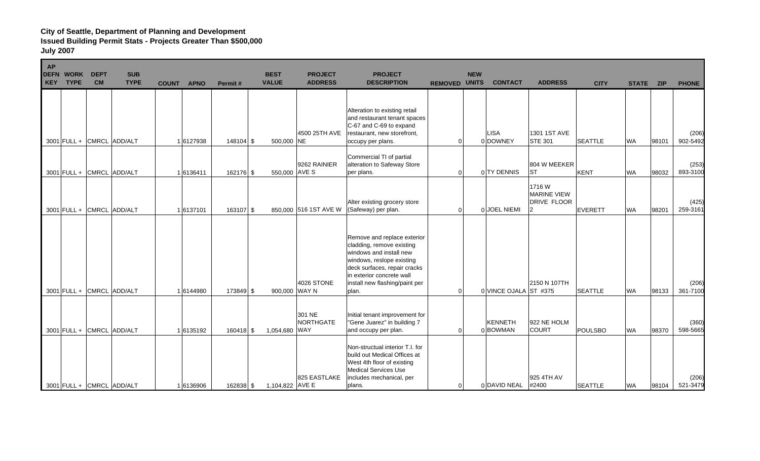**City of Seattle, Department of Planning and Development**
**Issued Building Permit Stats - Projects Greater Than $500,000**
**July 2007**

| AP DEFN KEY | WORK TYPE | DEPT CM | SUB TYPE | COUNT | APNO | Permit # | BEST VALUE | PROJECT ADDRESS | PROJECT DESCRIPTION | REMOVED | NEW UNITS | CONTACT | ADDRESS | CITY | STATE | ZIP | PHONE |
|---|---|---|---|---|---|---|---|---|---|---|---|---|---|---|---|---|---|
| 3001 | FULL + | CMRCL | ADD/ALT | 1 | 6127938 | 148104 | $ 500,000 | 4500 25TH AVE NE | Alteration to existing retail and restaurant tenant spaces C-67 and C-69 to expand restaurant, new storefront, occupy per plans. | 0 | 0 | LISA DOWNEY | 1301 1ST AVE STE 301 | SEATTLE | WA | 98101 | (206) 902-5492 |
| 3001 | FULL + | CMRCL | ADD/ALT | 1 | 6136411 | 162176 | $ 550,000 | 9262 RAINIER AVE S | Commercial TI of partial alteration to Safeway Store per plans. | 0 | 0 | TY DENNIS | 804 W MEEKER ST | KENT | WA | 98032 | (253) 893-3100 |
| 3001 | FULL + | CMRCL | ADD/ALT | 1 | 6137101 | 163107 | $ 850,000 | 516 1ST AVE W | Alter existing grocery store (Safeway) per plan. | 0 | 0 | JOEL NIEMI | 1716 W MARINE VIEW DRIVE FLOOR 2 | EVERETT | WA | 98201 | (425) 259-3161 |
| 3001 | FULL + | CMRCL | ADD/ALT | 1 | 6144980 | 173849 | $ 900,000 | 4026 STONE WAY N | Remove and replace exterior cladding, remove existing windows and install new windows, reslope existing deck surfaces, repair cracks in exterior concrete wall install new flashing/paint per plan. | 0 | 0 | VINCE OJALA | 2150 N 107TH ST #375 | SEATTLE | WA | 98133 | (206) 361-7100 |
| 3001 | FULL + | CMRCL | ADD/ALT | 1 | 6135192 | 160418 | $ 1,054,680 | 301 NE NORTHGATE WAY | Initial tenant improvement for "Gene Juarez" in building 7 and occupy per plan. | 0 | 0 | KENNETH BOWMAN | 922 NE HOLM COURT | POULSBO | WA | 98370 | (360) 598-5665 |
| 3001 | FULL + | CMRCL | ADD/ALT | 1 | 6136906 | 162838 | $ 1,104,822 | 825 EASTLAKE AVE E | Non-structual interior T.I. for build out Medical Offices at West 4th floor of existing Medical Services Use includes mechanical, per plans. | 0 | 0 | DAVID NEAL | 925 4TH AV #2400 | SEATTLE | WA | 98104 | (206) 521-3479 |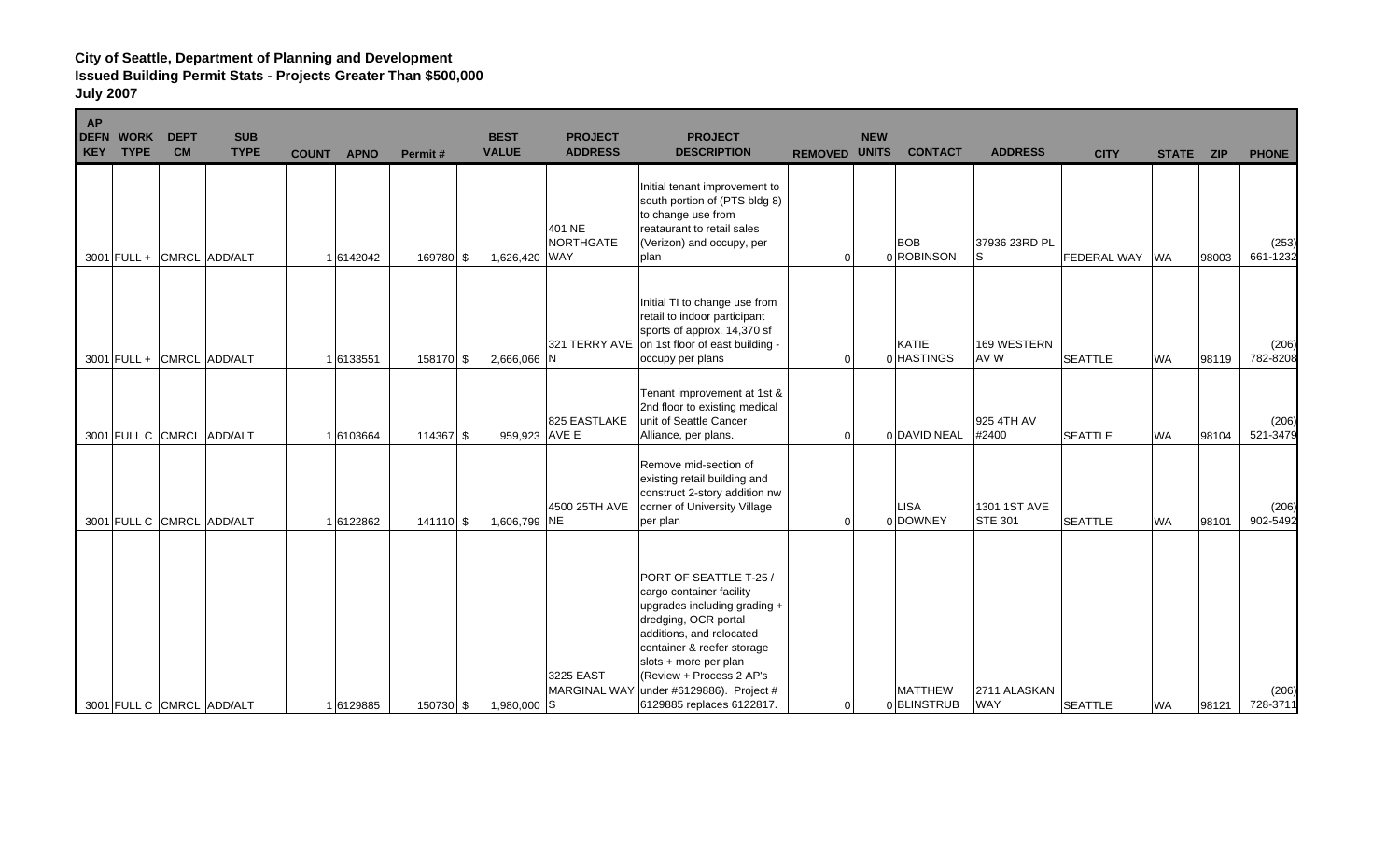**City of Seattle, Department of Planning and Development**
**Issued Building Permit Stats - Projects Greater Than $500,000**
**July 2007**

| AP DEFN KEY | WORK TYPE | DEPT CM | SUB TYPE | COUNT | APNO | Permit # | BEST VALUE | PROJECT ADDRESS | PROJECT DESCRIPTION | REMOVED | NEW UNITS | CONTACT | ADDRESS | CITY | STATE | ZIP | PHONE |
|---|---|---|---|---|---|---|---|---|---|---|---|---|---|---|---|---|---|
| 3001 | FULL + | CMRCL | ADD/ALT | 1 | 6142042 | 169780 | $ 1,626,420 | 401 NE NORTHGATE WAY | Initial tenant improvement to south portion of (PTS bldg 8) to change use from reataurant to retail sales (Verizon) and occupy, per plan | 0 | 0 | BOB ROBINSON | 37936 23RD PL S | FEDERAL WAY | WA | 98003 | (253) 661-1232 |
| 3001 | FULL + | CMRCL | ADD/ALT | 1 | 6133551 | 158170 | $ 2,666,066 | 321 TERRY AVE N | Initial TI to change use from retail to indoor participant sports of approx. 14,370 sf on 1st floor of east building - occupy per plans | 0 | 0 | KATIE HASTINGS | 169 WESTERN AV W | SEATTLE | WA | 98119 | (206) 782-8208 |
| 3001 | FULL C | CMRCL | ADD/ALT | 1 | 6103664 | 114367 | $ 959,923 | 825 EASTLAKE AVE E | Tenant improvement at 1st & 2nd floor to existing medical unit of Seattle Cancer Alliance, per plans. | 0 | 0 | DAVID NEAL | 925 4TH AV #2400 | SEATTLE | WA | 98104 | (206) 521-3479 |
| 3001 | FULL C | CMRCL | ADD/ALT | 1 | 6122862 | 141110 | $ 1,606,799 | 4500 25TH AVE NE | Remove mid-section of existing retail building and construct 2-story addition nw corner of University Village per plan | 0 | 0 | LISA DOWNEY | 1301 1ST AVE STE 301 | SEATTLE | WA | 98101 | (206) 902-5492 |
| 3001 | FULL C | CMRCL | ADD/ALT | 1 | 6129885 | 150730 | $ 1,980,000 | 3225 EAST MARGINAL WAY S | PORT OF SEATTLE T-25 / cargo container facility upgrades including grading + dredging, OCR portal additions, and relocated container & reefer storage slots + more per plan (Review + Process 2 AP's under #6129886). Project # 6129885 replaces 6122817. | 0 | 0 | MATTHEW BLINSTRUB | 2711 ALASKAN WAY | SEATTLE | WA | 98121 | (206) 728-3711 |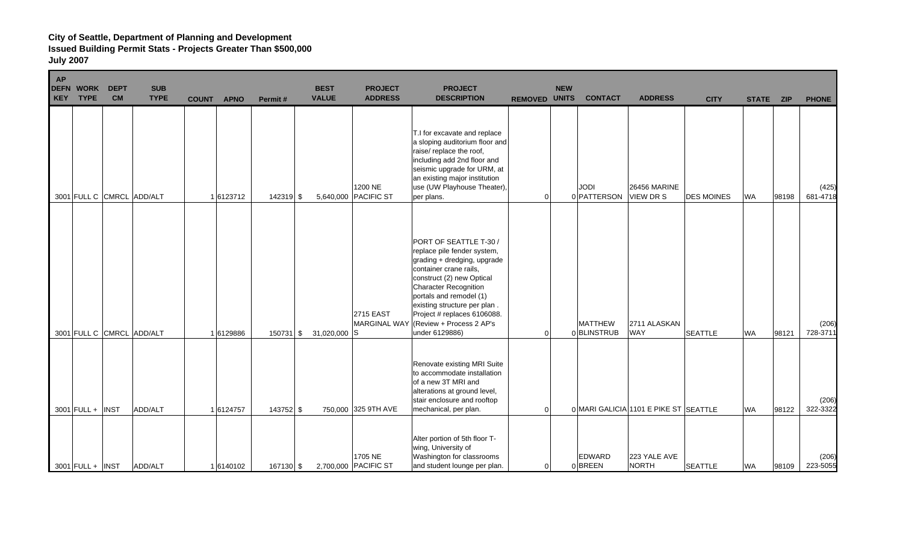**City of Seattle, Department of Planning and Development**
**Issued Building Permit Stats - Projects Greater Than $500,000**
**July 2007**

| AP DEFN KEY | WORK TYPE | DEPT CM | SUB TYPE | COUNT | APNO | Permit # | BEST VALUE | PROJECT ADDRESS | PROJECT DESCRIPTION | REMOVED | NEW UNITS | CONTACT | ADDRESS | CITY | STATE | ZIP | PHONE |
|---|---|---|---|---|---|---|---|---|---|---|---|---|---|---|---|---|---|
| 3001 | FULL C | CMRCL | ADD/ALT | 1 | 6123712 | 142319 | $ 5,640,000 | 1200 NE PACIFIC ST | T.I for excavate and replace a sloping auditorium floor and raise/ replace the roof, including add 2nd floor and seismic upgrade for URM, at an existing major institution use (UW Playhouse Theater), per plans. | 0 | 0 | JODI PATTERSON | 26456 MARINE VIEW DR S | DES MOINES | WA | 98198 | (425) 681-4718 |
| 3001 | FULL C | CMRCL | ADD/ALT | 1 | 6129886 | 150731 | $ 31,020,000 | 2715 EAST MARGINAL WAY S | PORT OF SEATTLE T-30 / replace pile fender system, grading + dredging, upgrade container crane rails, construct (2) new Optical Character Recognition portals and remodel (1) existing structure per plan . Project # replaces 6106088. (Review + Process 2 AP's under 6129886) | 0 | 0 | MATTHEW BLINSTRUB | 2711 ALASKAN WAY | SEATTLE | WA | 98121 | (206) 728-3711 |
| 3001 | FULL + | INST | ADD/ALT | 1 | 6124757 | 143752 | $ 750,000 | 325 9TH AVE | Renovate existing MRI Suite to accommodate installation of a new 3T MRI and alterations at ground level, stair enclosure and rooftop mechanical, per plan. | 0 | 0 | MARI GALICIA | 1101 E PIKE ST | SEATTLE | WA | 98122 | (206) 322-3322 |
| 3001 | FULL + | INST | ADD/ALT | 1 | 6140102 | 167130 | $ 2,700,000 | 1705 NE PACIFIC ST | Alter portion of 5th floor T-wing, University of Washington for classrooms and student lounge per plan. | 0 | 0 | EDWARD BREEN | 223 YALE AVE NORTH | SEATTLE | WA | 98109 | (206) 223-5055 |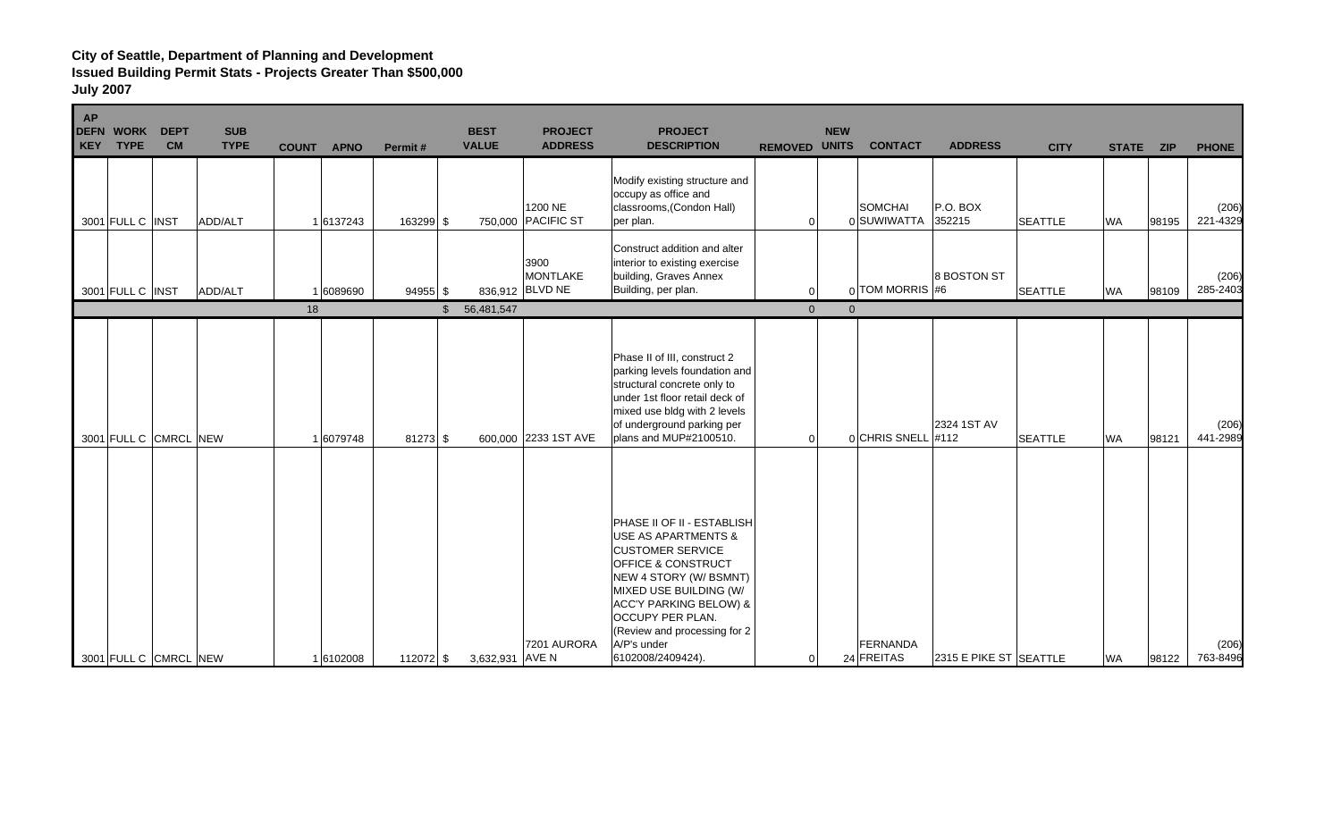**City of Seattle, Department of Planning and Development**
**Issued Building Permit Stats - Projects Greater Than $500,000**
**July 2007**

| AP DEFN KEY | WORK TYPE | DEPT CM | SUB TYPE | COUNT | APNO | Permit # | BEST VALUE | PROJECT ADDRESS | PROJECT DESCRIPTION | REMOVED | NEW UNITS | CONTACT | ADDRESS | CITY | STATE | ZIP | PHONE |
|---|---|---|---|---|---|---|---|---|---|---|---|---|---|---|---|---|---|
| 3001 | FULL C | INST | ADD/ALT | 1 | 6137243 | 163299 | $ 750,000 | 1200 NE PACIFIC ST | Modify existing structure and occupy as office and classrooms,(Condon Hall) per plan. | 0 | 0 | SOMCHAI SUWIWATTA | P.O. BOX 352215 | SEATTLE | WA | 98195 | (206) 221-4329 |
| 3001 | FULL C | INST | ADD/ALT | 1 | 6089690 | 94955 | $ 836,912 | 3900 MONTLAKE BLVD NE | Construct addition and alter interior to existing exercise building, Graves Annex Building, per plan. | 0 | 0 | TOM MORRIS | 8 BOSTON ST #6 | SEATTLE | WA | 98109 | (206) 285-2403 |
| | | | | 18 | | | $ 56,481,547 | | | 0 | 0 | | | | | | |
| 3001 | FULL C | CMRCL | NEW | 1 | 6079748 | 81273 | $ 600,000 | 2233 1ST AVE | Phase II of III, construct 2 parking levels foundation and structural concrete only to under 1st floor retail deck of mixed use bldg with 2 levels of underground parking per plans and MUP#2100510. | 0 | 0 | CHRIS SNELL | 2324 1ST AV #112 | SEATTLE | WA | 98121 | (206) 441-2989 |
| 3001 | FULL C | CMRCL | NEW | 1 | 6102008 | 112072 | $ 3,632,931 | 7201 AURORA AVE N | PHASE II OF II - ESTABLISH USE AS APARTMENTS & CUSTOMER SERVICE OFFICE & CONSTRUCT NEW 4 STORY (W/ BSMNT) MIXED USE BUILDING (W/ ACC'Y PARKING BELOW) & OCCUPY PER PLAN. (Review and processing for 2 A/P's under 6102008/2409424). | 0 | 24 | FERNANDA FREITAS | 2315 E PIKE ST | SEATTLE | WA | 98122 | (206) 763-8496 |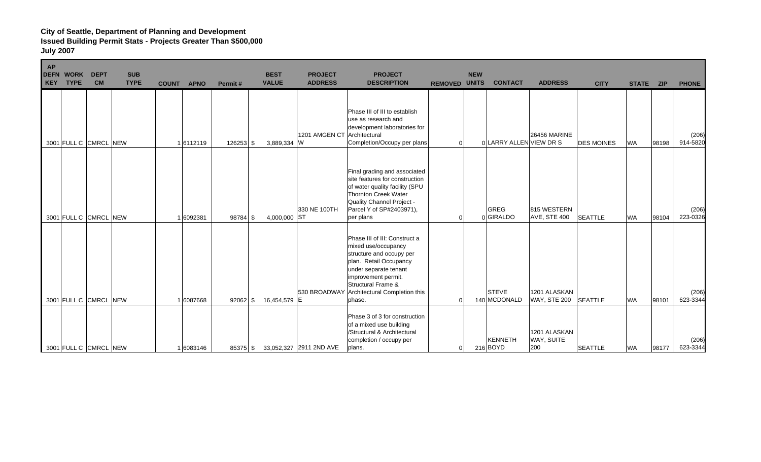**City of Seattle, Department of Planning and Development**
**Issued Building Permit Stats - Projects Greater Than $500,000**
**July 2007**

| AP DEFN KEY | WORK TYPE | DEPT CM | SUB TYPE | COUNT | APNO | Permit # | BEST VALUE | PROJECT ADDRESS | PROJECT DESCRIPTION | REMOVED | NEW UNITS | CONTACT | ADDRESS | CITY | STATE | ZIP | PHONE |
|---|---|---|---|---|---|---|---|---|---|---|---|---|---|---|---|---|---|
| 3001 | FULL C | CMRCL | NEW | 1 | 6112119 | 126253 | $ 3,889,334 | 1201 AMGEN CT W | Phase III of III to establish use as research and development laboratories for Architectural Completion/Occupy per plans | 0 | 0 | LARRY ALLEN | 26456 MARINE VIEW DR S | DES MOINES | WA | 98198 | (206) 914-5820 |
| 3001 | FULL C | CMRCL | NEW | 1 | 6092381 | 98784 | $ 4,000,000 | 330 NE 100TH ST | Final grading and associated site features for construction of water quality facility (SPU Thornton Creek Water Quality Channel Project - Parcel Y of SP#2403971), per plans | 0 | 0 | GREG GIRALDO | 815 WESTERN AVE, STE 400 | SEATTLE | WA | 98104 | (206) 223-0326 |
| 3001 | FULL C | CMRCL | NEW | 1 | 6087668 | 92062 | $ 16,454,579 | 530 BROADWAY E | Phase III of III: Construct a mixed use/occupancy structure and occupy per plan. Retail Occupancy under separate tenant improvement permit. Structural Frame & Architectural Completion this phase. | 0 | 140 | STEVE MCDONALD | 1201 ALASKAN WAY, STE 200 | SEATTLE | WA | 98101 | (206) 623-3344 |
| 3001 | FULL C | CMRCL | NEW | 1 | 6083146 | 85375 | $ 33,052,327 | 2911 2ND AVE | Phase 3 of 3 for construction of a mixed use building /Structural & Architectural completion / occupy per plans. | 0 | 216 | KENNETH BOYD | 1201 ALASKAN WAY, SUITE 200 | SEATTLE | WA | 98177 | (206) 623-3344 |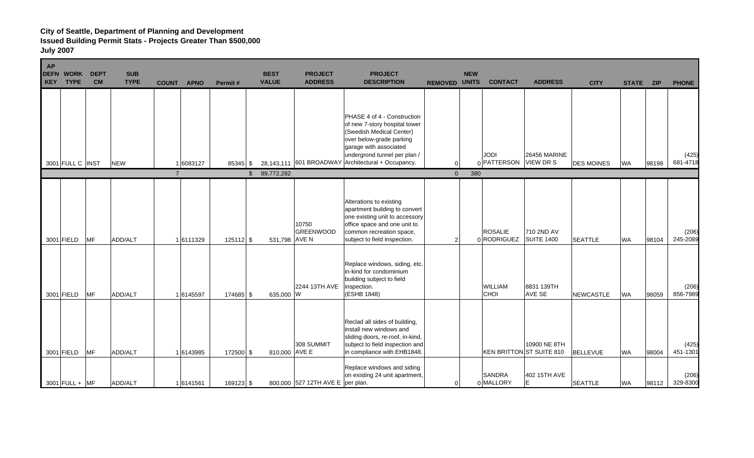**City of Seattle, Department of Planning and Development**
**Issued Building Permit Stats - Projects Greater Than $500,000**
**July 2007**

| AP DEFN KEY | WORK TYPE | DEPT CM | SUB TYPE | COUNT | APNO | Permit # | BEST VALUE | PROJECT ADDRESS | PROJECT DESCRIPTION | REMOVED | NEW UNITS | CONTACT | ADDRESS | CITY | STATE | ZIP | PHONE |
|---|---|---|---|---|---|---|---|---|---|---|---|---|---|---|---|---|---|
| 3001 | FULL C | INST | NEW | 1 | 6083127 | 85345 | $ 28,143,111 | 601 BROADWAY | PHASE 4 of 4 - Construction of new 7-story hospital tower (Swedish Medical Center) over below-grade parking garage with associated undergrond tunnel per plan / Architectural + Occupancy. | 0 | 0 | JODI PATTERSON | 26456 MARINE VIEW DR S | DES MOINES | WA | 98198 | (425) 681-4718 |
| | | | | 7 | | | $ 89,772,282 | | | 0 | 380 | | | | | | |
| 3001 | FIELD | MF | ADD/ALT | 1 | 6111329 | 125112 | $ 531,798 | 10750 GREENWOOD AVE N | Alterations to existing apartment building to convert one existing unit to accessory office space and one unit to common recreation space, subject to field inspection. | 2 | 0 | ROSALIE RODRIGUEZ | 710 2ND AV SUITE 1400 | SEATTLE | WA | 98104 | (206) 245-2089 |
| 3001 | FIELD | MF | ADD/ALT | 1 | 6145597 | 174685 | $ 635,000 | 2244 13TH AVE W | Replace windows, siding, etc. in-kind for condominium building subject to field inspection. (ESHB 1848) | | | WILLIAM CHOI | 8831 139TH AVE SE | NEWCASTLE | WA | 98059 | (206) 856-7989 |
| 3001 | FIELD | MF | ADD/ALT | 1 | 6143985 | 172500 | $ 810,000 | 308 SUMMIT AVE E | Reclad all sides of building, install new windows and sliding doors, re-roof, in-kind, subject to field inspection and in compliance with EHB1848. | | | KEN BRITTON | 10900 NE 8TH ST SUITE 810 | BELLEVUE | WA | 98004 | (425) 451-1301 |
| 3001 | FULL + | MF | ADD/ALT | 1 | 6141561 | 169123 | $ 800,000 | 527 12TH AVE E | Replace windows and siding on existing 24 unit apartment, per plan. | 0 | 0 | SANDRA MALLORY | 402 15TH AVE E | SEATTLE | WA | 98112 | (206) 329-8300 |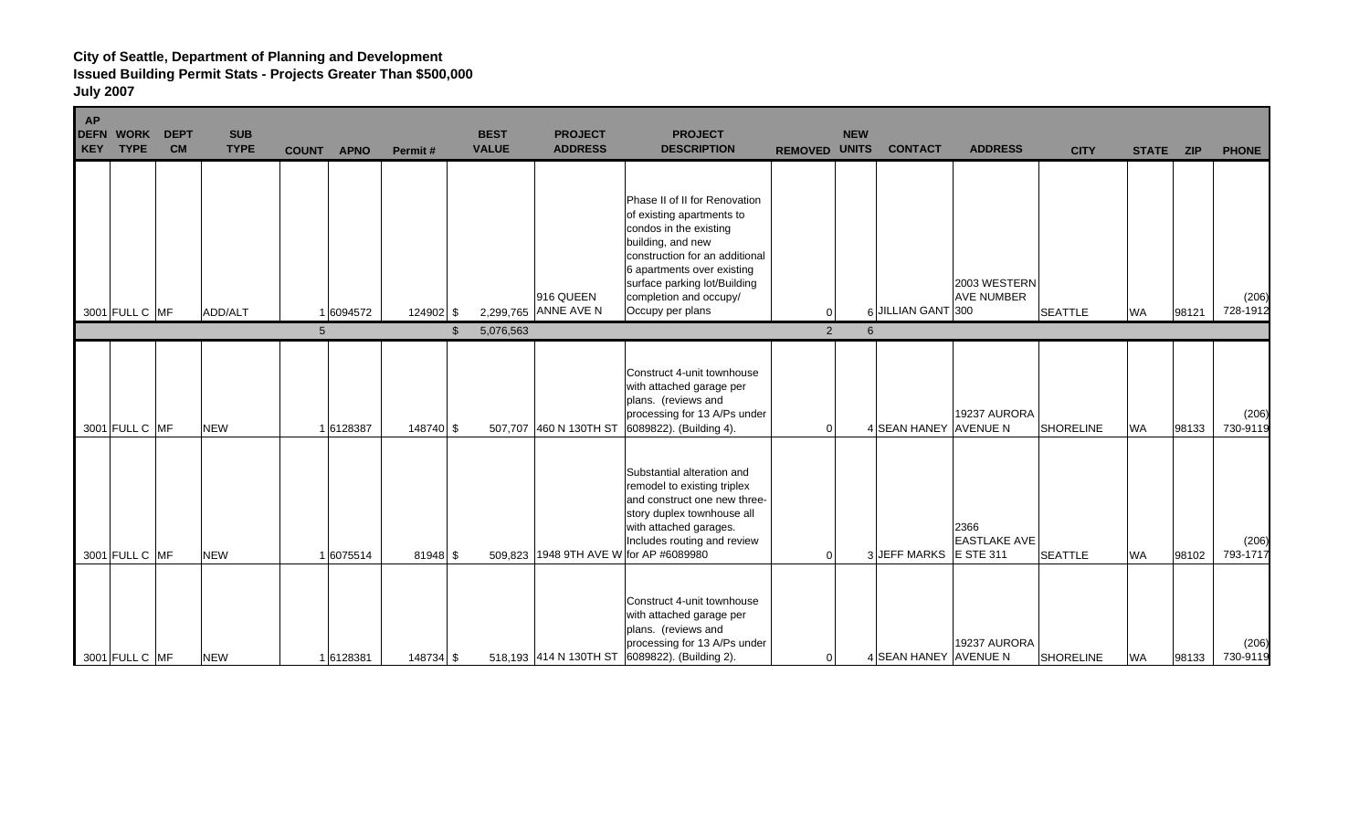**City of Seattle, Department of Planning and Development**
**Issued Building Permit Stats - Projects Greater Than $500,000**
**July 2007**

| AP DEFN KEY | WORK TYPE | DEPT CM | SUB TYPE | COUNT | APNO | Permit # | BEST VALUE | PROJECT ADDRESS | PROJECT DESCRIPTION | REMOVED | NEW UNITS | CONTACT | ADDRESS | CITY | STATE | ZIP | PHONE |
|---|---|---|---|---|---|---|---|---|---|---|---|---|---|---|---|---|---|
| 3001 | FULL C | MF | ADD/ALT | 1 | 6094572 | 124902 | $ 2,299,765 | 916 QUEEN ANNE AVE N | Phase II of II for Renovation of existing apartments to condos in the existing building, and new construction for an additional 6 apartments over existing surface parking lot/Building completion and occupy/ Occupy per plans | 0 | 6 | JILLIAN GANT | 2003 WESTERN AVE NUMBER 300 | SEATTLE | WA | 98121 | (206) 728-1912 |
| | | | | 5 | | | $ 5,076,563 | | | 2 | 6 | | | | | | |
| 3001 | FULL C | MF | NEW | 1 | 6128387 | 148740 | $ 507,707 | 460 N 130TH ST | Construct 4-unit townhouse with attached garage per plans. (reviews and processing for 13 A/Ps under 6089822). (Building 4). | 0 | 4 | SEAN HANEY | 19237 AURORA AVENUE N | SHORELINE | WA | 98133 | (206) 730-9119 |
| 3001 | FULL C | MF | NEW | 1 | 6075514 | 81948 | $ 509,823 | 1948 9TH AVE W | Substantial alteration and remodel to existing triplex and construct one new three-story duplex townhouse all with attached garages. Includes routing and review for AP #6089980 | 0 | 3 | JEFF MARKS | 2366 EASTLAKE AVE E STE 311 | SEATTLE | WA | 98102 | (206) 793-1717 |
| 3001 | FULL C | MF | NEW | 1 | 6128381 | 148734 | $ 518,193 | 414 N 130TH ST | Construct 4-unit townhouse with attached garage per plans. (reviews and processing for 13 A/Ps under 6089822). (Building 2). | 0 | 4 | SEAN HANEY | 19237 AURORA AVENUE N | SHORELINE | WA | 98133 | (206) 730-9119 |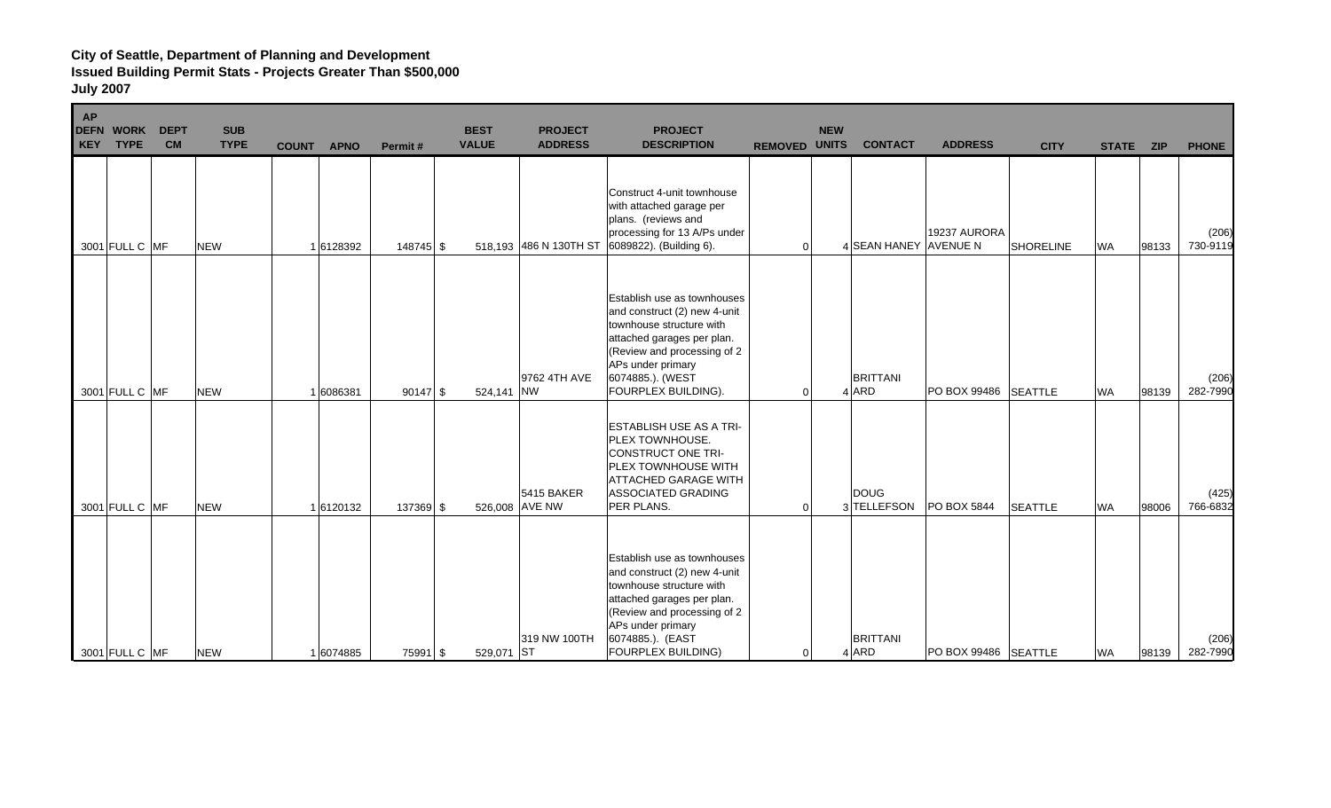**City of Seattle, Department of Planning and Development**
**Issued Building Permit Stats - Projects Greater Than $500,000**
**July 2007**

| AP DEFN KEY | WORK TYPE | DEPT CM | SUB TYPE | COUNT | APNO | Permit # | BEST VALUE | PROJECT ADDRESS | PROJECT DESCRIPTION | REMOVED | NEW UNITS | CONTACT | ADDRESS | CITY | STATE | ZIP | PHONE |
|---|---|---|---|---|---|---|---|---|---|---|---|---|---|---|---|---|---|
| 3001 | FULL C | MF | NEW | 1 | 6128392 | 148745 | $ 518,193 | 486 N 130TH ST | Construct 4-unit townhouse with attached garage per plans. (reviews and processing for 13 A/Ps under 6089822). (Building 6). | 0 | 4 | SEAN HANEY | 19237 AURORA AVENUE N | SHORELINE | WA | 98133 | (206) 730-9119 |
| 3001 | FULL C | MF | NEW | 1 | 6086381 | 90147 | $ 524,141 | 9762 4TH AVE NW | Establish use as townhouses and construct (2) new 4-unit townhouse structure with attached garages per plan. (Review and processing of 2 APs under primary 6074885.). (WEST FOURPLEX BUILDING). | 0 | 4 | BRITTANI ARD | PO BOX 99486 | SEATTLE | WA | 98139 | (206) 282-7990 |
| 3001 | FULL C | MF | NEW | 1 | 6120132 | 137369 | $ 526,008 | 5415 BAKER AVE NW | ESTABLISH USE AS A TRI-PLEX TOWNHOUSE. CONSTRUCT ONE TRI-PLEX TOWNHOUSE WITH ATTACHED GARAGE WITH ASSOCIATED GRADING PER PLANS. | 0 | 3 | DOUG TELLEFSON | PO BOX 5844 | SEATTLE | WA | 98006 | (425) 766-6832 |
| 3001 | FULL C | MF | NEW | 1 | 6074885 | 75991 | $ 529,071 | 319 NW 100TH ST | Establish use as townhouses and construct (2) new 4-unit townhouse structure with attached garages per plan. (Review and processing of 2 APs under primary 6074885.). (EAST FOURPLEX BUILDING) | 0 | 4 | BRITTANI ARD | PO BOX 99486 | SEATTLE | WA | 98139 | (206) 282-7990 |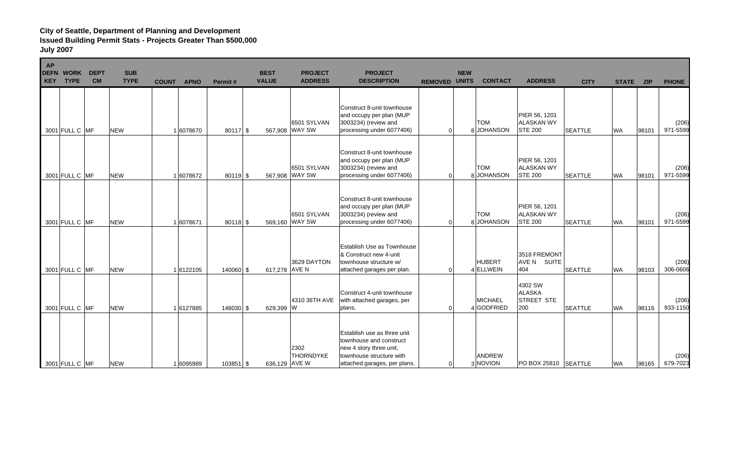**City of Seattle, Department of Planning and Development**
**Issued Building Permit Stats - Projects Greater Than $500,000**
**July 2007**

| AP DEFN KEY | WORK TYPE | DEPT CM | SUB TYPE | COUNT | APNO | Permit # | BEST VALUE | PROJECT ADDRESS | PROJECT DESCRIPTION | REMOVED | NEW UNITS | CONTACT | ADDRESS | CITY | STATE | ZIP | PHONE |
|---|---|---|---|---|---|---|---|---|---|---|---|---|---|---|---|---|---|
| 3001 | FULL C | MF | NEW | 1 | 6078670 | 80117 | $ 567,908 | 6501 SYLVAN WAY SW | Construct 8-unit townhouse and occupy per plan (MUP 3003234) (review and processing under 6077406) | 0 | 8 | TOM JOHANSON | PIER 56, 1201 ALASKAN WY STE 200 | SEATTLE | WA | 98101 | (206) 971-5599 |
| 3001 | FULL C | MF | NEW | 1 | 6078672 | 80119 | $ 567,908 | 6501 SYLVAN WAY SW | Construct 8-unit townhouse and occupy per plan (MUP 3003234) (review and processing under 6077406) | 0 | 8 | TOM JOHANSON | PIER 56, 1201 ALASKAN WY STE 200 | SEATTLE | WA | 98101 | (206) 971-5599 |
| 3001 | FULL C | MF | NEW | 1 | 6078671 | 80118 | $ 569,160 | 6501 SYLVAN WAY SW | Construct 8-unit townhouse and occupy per plan (MUP 3003234) (review and processing under 6077406) | 0 | 8 | TOM JOHANSON | PIER 56, 1201 ALASKAN WY STE 200 | SEATTLE | WA | 98101 | (206) 971-5599 |
| 3001 | FULL C | MF | NEW | 1 | 6122105 | 140060 | $ 617,278 | 3629 DAYTON AVE N | Establish Use as Townhouse & Construct new 4-unit townhouse structure w/ attached garages per plan. | 0 | 4 | HUBERT ELLWEIN | 3518 FREMONT AVE N SUITE 404 | SEATTLE | WA | 98103 | (206) 306-0606 |
| 3001 | FULL C | MF | NEW | 1 | 6127885 | 148030 | $ 629,399 | 4310 36TH AVE W | Construct 4-unit townhouse with attached garages, per plans. | 0 | 4 | MICHAEL GODFRIED | 4302 SW ALASKA STREET STE 200 | SEATTLE | WA | 98116 | (206) 933-1150 |
| 3001 | FULL C | MF | NEW | 1 | 6095989 | 103851 | $ 636,129 | 2302 THORNDYKE AVE W | Establish use as three unit townhouse and construct new 4 story three unit, townhouse structure with attached garages, per plans. | 0 | 3 | ANDREW NOVION | PO BOX 25810 | SEATTLE | WA | 98165 | (206) 679-7023 |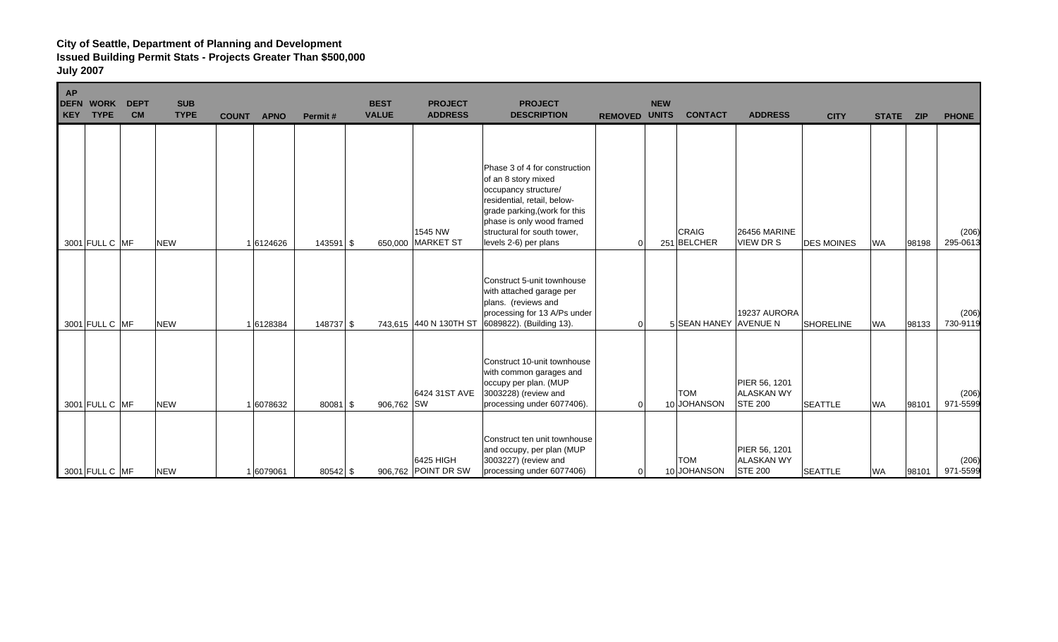**City of Seattle, Department of Planning and Development**
**Issued Building Permit Stats - Projects Greater Than $500,000**
**July 2007**

| AP DEFN KEY | WORK TYPE | DEPT CM | SUB TYPE | COUNT | APNO | Permit # | BEST VALUE | PROJECT ADDRESS | PROJECT DESCRIPTION | REMOVED | NEW UNITS | CONTACT | ADDRESS | CITY | STATE | ZIP | PHONE |
|---|---|---|---|---|---|---|---|---|---|---|---|---|---|---|---|---|---|
| 3001 | FULL C | MF | NEW | 1 | 6124626 | 143591 | $ 650,000 | 1545 NW MARKET ST | Phase 3 of 4 for construction of an 8 story mixed occupancy structure/ residential, retail, below-grade parking,(work for this phase is only wood framed structural for south tower, levels 2-6) per plans | 0 | 251 | CRAIG BELCHER | 26456 MARINE VIEW DR S | DES MOINES | WA | 98198 | (206) 295-0613 |
| 3001 | FULL C | MF | NEW | 1 | 6128384 | 148737 | $ 743,615 | 440 N 130TH ST | Construct 5-unit townhouse with attached garage per plans. (reviews and processing for 13 A/Ps under 6089822). (Building 13). | 0 | 5 | SEAN HANEY | 19237 AURORA AVENUE N | SHORELINE | WA | 98133 | (206) 730-9119 |
| 3001 | FULL C | MF | NEW | 1 | 6078632 | 80081 | $ 906,762 | 6424 31ST AVE SW | Construct 10-unit townhouse with common garages and occupy per plan. (MUP 3003228) (review and processing under 6077406). | 0 | 10 | TOM JOHANSON | PIER 56, 1201 ALASKAN WY STE 200 | SEATTLE | WA | 98101 | (206) 971-5599 |
| 3001 | FULL C | MF | NEW | 1 | 6079061 | 80542 | $ 906,762 | 6425 HIGH POINT DR SW | Construct ten unit townhouse and occupy, per plan (MUP 3003227) (review and processing under 6077406) | 0 | 10 | TOM JOHANSON | PIER 56, 1201 ALASKAN WY STE 200 | SEATTLE | WA | 98101 | (206) 971-5599 |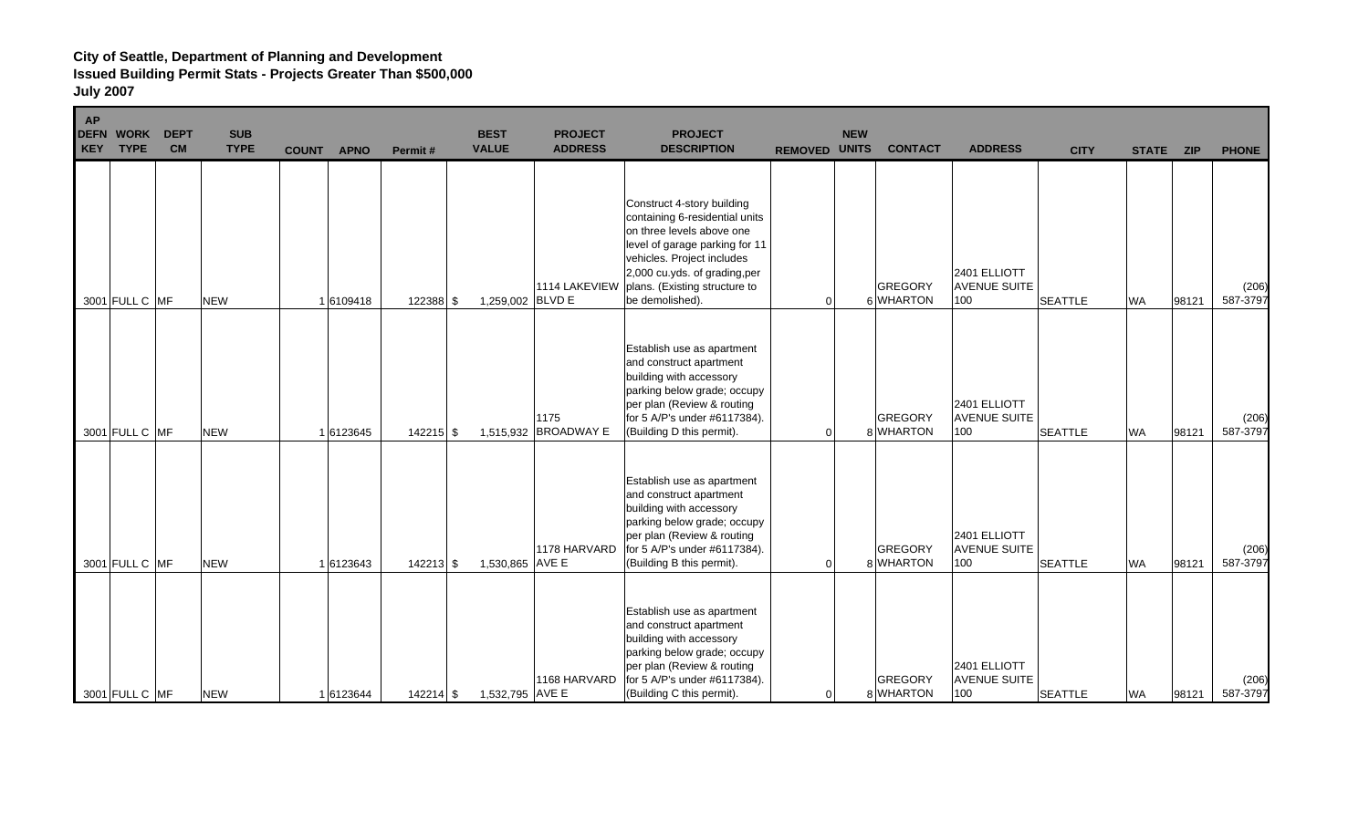**City of Seattle, Department of Planning and Development**
**Issued Building Permit Stats - Projects Greater Than $500,000**
**July 2007**

| AP DEFN KEY | WORK TYPE | DEPT CM | SUB TYPE | COUNT | APNO | Permit # | BEST VALUE | PROJECT ADDRESS | PROJECT DESCRIPTION | REMOVED | NEW UNITS | CONTACT | ADDRESS | CITY | STATE | ZIP | PHONE |
|---|---|---|---|---|---|---|---|---|---|---|---|---|---|---|---|---|---|
| 3001 | FULL C | MF | NEW | 1 | 6109418 | 122388 | $ 1,259,002 | 1114 LAKEVIEW BLVD E | Construct 4-story building containing 6-residential units on three levels above one level of garage parking for 11 vehicles. Project includes 2,000 cu.yds. of grading,per plans. (Existing structure to be demolished). | 0 | 6 | GREGORY WHARTON | 2401 ELLIOTT AVENUE SUITE 100 | SEATTLE | WA | 98121 | (206) 587-3797 |
| 3001 | FULL C | MF | NEW | 1 | 6123645 | 142215 | $ 1,515,932 | 1175 BROADWAY E | Establish use as apartment and construct apartment building with accessory parking below grade; occupy per plan (Review & routing for 5 A/P's under #6117384). (Building D this permit). | 0 | 8 | GREGORY WHARTON | 2401 ELLIOTT AVENUE SUITE 100 | SEATTLE | WA | 98121 | (206) 587-3797 |
| 3001 | FULL C | MF | NEW | 1 | 6123643 | 142213 | $ 1,530,865 | 1178 HARVARD AVE E | Establish use as apartment and construct apartment building with accessory parking below grade; occupy per plan (Review & routing for 5 A/P's under #6117384). (Building B this permit). | 0 | 8 | GREGORY WHARTON | 2401 ELLIOTT AVENUE SUITE 100 | SEATTLE | WA | 98121 | (206) 587-3797 |
| 3001 | FULL C | MF | NEW | 1 | 6123644 | 142214 | $ 1,532,795 | 1168 HARVARD AVE E | Establish use as apartment and construct apartment building with accessory parking below grade; occupy per plan (Review & routing for 5 A/P's under #6117384). (Building C this permit). | 0 | 8 | GREGORY WHARTON | 2401 ELLIOTT AVENUE SUITE 100 | SEATTLE | WA | 98121 | (206) 587-3797 |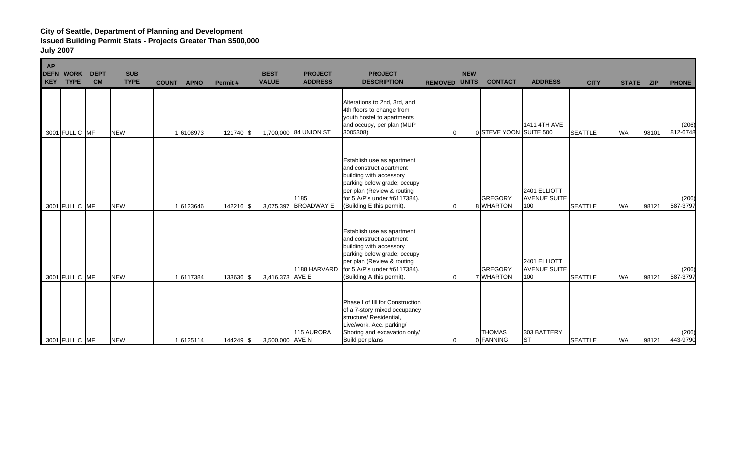**City of Seattle, Department of Planning and Development**
**Issued Building Permit Stats - Projects Greater Than $500,000**
**July 2007**

| AP DEFN KEY | WORK TYPE | DEPT CM | SUB TYPE | COUNT | APNO | Permit # | BEST VALUE | PROJECT ADDRESS | PROJECT DESCRIPTION | REMOVED | NEW UNITS | CONTACT | ADDRESS | CITY | STATE | ZIP | PHONE |
|---|---|---|---|---|---|---|---|---|---|---|---|---|---|---|---|---|---|
| 3001 | FULL C | MF | NEW | 1 | 6108973 | 121740 | $ 1,700,000 | 84 UNION ST | Alterations to 2nd, 3rd, and 4th floors to change from youth hostel to apartments and occupy, per plan (MUP 3005308) | 0 | 0 | STEVE YOON | 1411 4TH AVE SUITE 500 | SEATTLE | WA | 98101 | (206) 812-6748 |
| 3001 | FULL C | MF | NEW | 1 | 6123646 | 142216 | $ 3,075,397 | 1185 BROADWAY E | Establish use as apartment and construct apartment building with accessory parking below grade; occupy per plan (Review & routing for 5 A/P's under #6117384). (Building E this permit). | 0 | 8 | GREGORY WHARTON | 2401 ELLIOTT AVENUE SUITE 100 | SEATTLE | WA | 98121 | (206) 587-3797 |
| 3001 | FULL C | MF | NEW | 1 | 6117384 | 133636 | $ 3,416,373 | 1188 HARVARD AVE E | Establish use as apartment and construct apartment building with accessory parking below grade; occupy per plan (Review & routing for 5 A/P's under #6117384). (Building A this permit). | 0 | 7 | GREGORY WHARTON | 2401 ELLIOTT AVENUE SUITE 100 | SEATTLE | WA | 98121 | (206) 587-3797 |
| 3001 | FULL C | MF | NEW | 1 | 6125114 | 144249 | $ 3,500,000 | 115 AURORA AVE N | Phase I of III for Construction of a 7-story mixed occupancy structure/ Residential, Live/work, Acc. parking/ Shoring and excavation only/ Build per plans | 0 | 0 | THOMAS FANNING | 303 BATTERY ST | SEATTLE | WA | 98121 | (206) 443-9790 |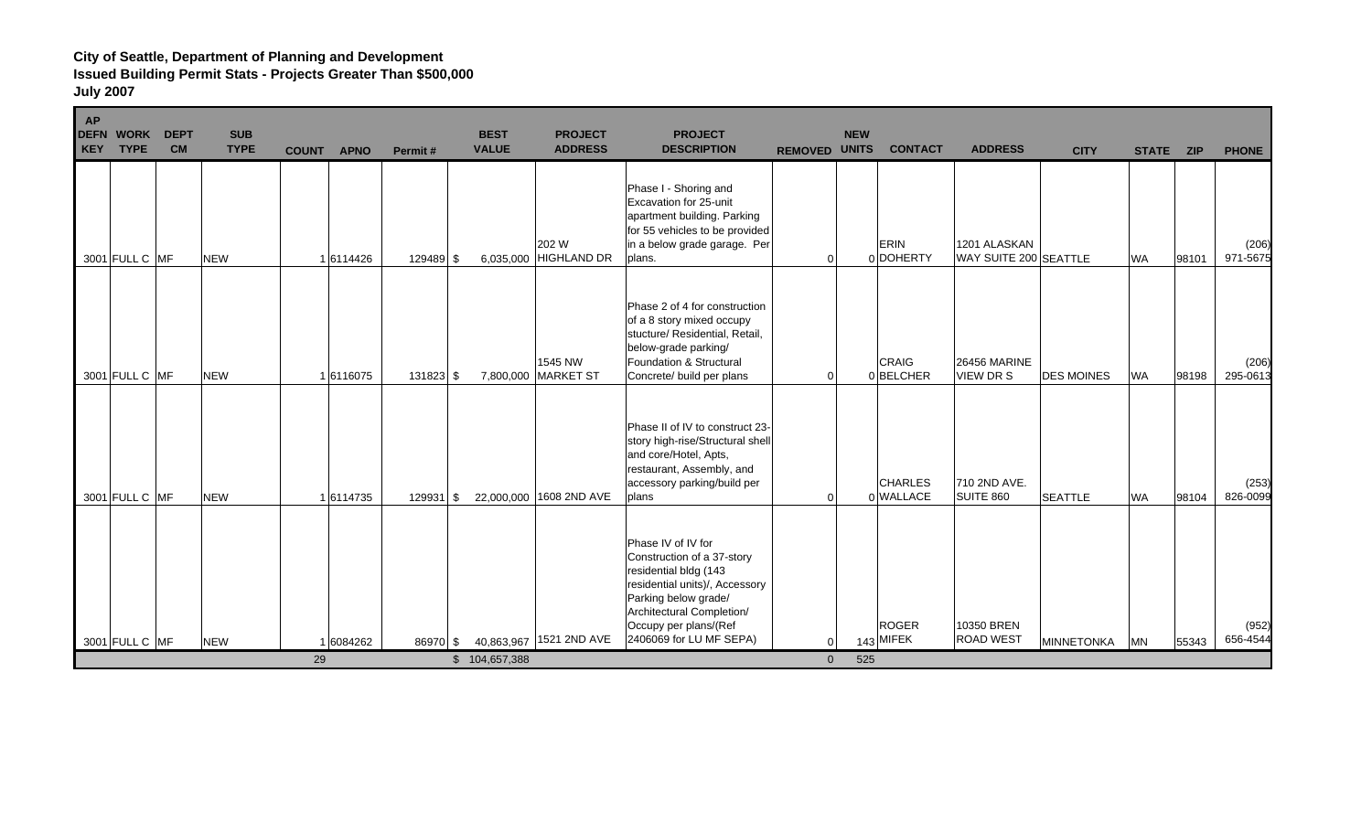**City of Seattle, Department of Planning and Development**
**Issued Building Permit Stats - Projects Greater Than $500,000**
**July 2007**

| AP DEFN KEY | WORK TYPE | DEPT CM | SUB TYPE | COUNT | APNO | Permit # | BEST VALUE | PROJECT ADDRESS | PROJECT DESCRIPTION | REMOVED | NEW UNITS | CONTACT | ADDRESS | CITY | STATE | ZIP | PHONE |
|---|---|---|---|---|---|---|---|---|---|---|---|---|---|---|---|---|---|
| 3001 | FULL C | MF | NEW | 1 | 6114426 | 129489 | $ 6,035,000 | 202 W HIGHLAND DR | Phase I - Shoring and Excavation for 25-unit apartment building. Parking for 55 vehicles to be provided in a below grade garage. Per plans. | 0 | 0 | ERIN DOHERTY | 1201 ALASKAN WAY SUITE 200 | SEATTLE | WA | 98101 | (206) 971-5675 |
| 3001 | FULL C | MF | NEW | 1 | 6116075 | 131823 | $ 7,800,000 | 1545 NW MARKET ST | Phase 2 of 4 for construction of a 8 story mixed occupy stucture/ Residential, Retail, below-grade parking/ Foundation & Structural Concrete/ build per plans | 0 | 0 | CRAIG BELCHER | 26456 MARINE VIEW DR S | DES MOINES | WA | 98198 | (206) 295-0613 |
| 3001 | FULL C | MF | NEW | 1 | 6114735 | 129931 | $ 22,000,000 | 1608 2ND AVE | Phase II of IV to construct 23-story high-rise/Structural shell and core/Hotel, Apts, restaurant, Assembly, and accessory parking/build per plans | 0 | 0 | CHARLES WALLACE | 710 2ND AVE. SUITE 860 | SEATTLE | WA | 98104 | (253) 826-0099 |
| 3001 | FULL C | MF | NEW | 1 | 6084262 | 86970 | $ 40,863,967 | 1521 2ND AVE | Phase IV of IV for Construction of a 37-story residential bldg (143 residential units)/, Accessory Parking below grade/ Architectural Completion/ Occupy per plans/(Ref 2406069 for LU MF SEPA) | 0 | 143 | ROGER MIFEK | 10350 BREN ROAD WEST | MINNETONKA | MN | 55343 | (952) 656-4544 |
| | | | | 29 | | | $ 104,657,388 | | | 0 | 525 | | | | | | |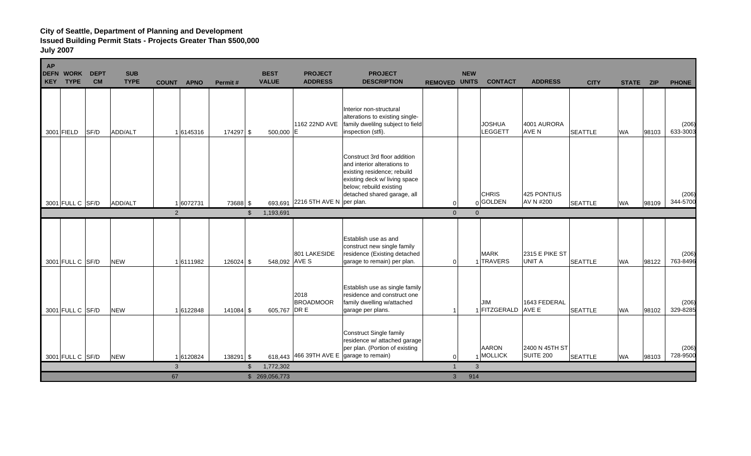**City of Seattle, Department of Planning and Development**
**Issued Building Permit Stats - Projects Greater Than $500,000**
**July 2007**

| AP DEFN KEY | WORK TYPE | DEPT CM | SUB TYPE | COUNT | APNO | Permit # | BEST VALUE | PROJECT ADDRESS | PROJECT DESCRIPTION | REMOVED | NEW UNITS | CONTACT | ADDRESS | CITY | STATE | ZIP | PHONE |
|---|---|---|---|---|---|---|---|---|---|---|---|---|---|---|---|---|---|
| 3001 | FIELD | SF/D | ADD/ALT | 1 | 6145316 | 174297 | $ 500,000 | 1162 22ND AVE E | Interior non-structural alterations to existing single-family dwelilng subject to field inspection (stfi). | | | JOSHUA LEGGETT | 4001 AURORA AVE N | SEATTLE | WA | 98103 | (206) 633-3003 |
| 3001 | FULL C | SF/D | ADD/ALT | 1 | 6072731 | 73688 | $ 693,691 | 2216 5TH AVE N | Construct 3rd floor addition and interior alterations to existing residence; rebuild existing deck w/ living space below; rebuild existing detached shared garage, all per plan. | 0 | 0 | CHRIS GOLDEN | 425 PONTIUS AV N #200 | SEATTLE | WA | 98109 | (206) 344-5700 |
| | | | | 2 | | | $ 1,193,691 | | | 0 | 0 | | | | | | |
| 3001 | FULL C | SF/D | NEW | 1 | 6111982 | 126024 | $ 548,092 | 801 LAKESIDE AVE S | Establish use as and construct new single family residence (Existing detached garage to remain) per plan. | 0 | 1 | MARK TRAVERS | 2315 E PIKE ST UNIT A | SEATTLE | WA | 98122 | (206) 763-8496 |
| 3001 | FULL C | SF/D | NEW | 1 | 6122848 | 141084 | $ 605,767 | 2018 BROADMOOR DR E | Establish use as single family residence and construct one family dwelling w/attached garage per plans. | 1 | 1 | JIM FITZGERALD | 1643 FEDERAL AVE E | SEATTLE | WA | 98102 | (206) 329-8285 |
| 3001 | FULL C | SF/D | NEW | 1 | 6120824 | 138291 | $ 618,443 | 466 39TH AVE E | Construct Single family residence w/ attached garage per plan. (Portion of existing garage to remain) | 0 | 1 | AARON MOLLICK | 2400 N 45TH ST SUITE 200 | SEATTLE | WA | 98103 | (206) 728-9500 |
| | | | | 3 | | | $ 1,772,302 | | | 1 | 3 | | | | | | |
| | | | | 67 | | | $ 269,056,773 | | | 3 | 914 | | | | | | |